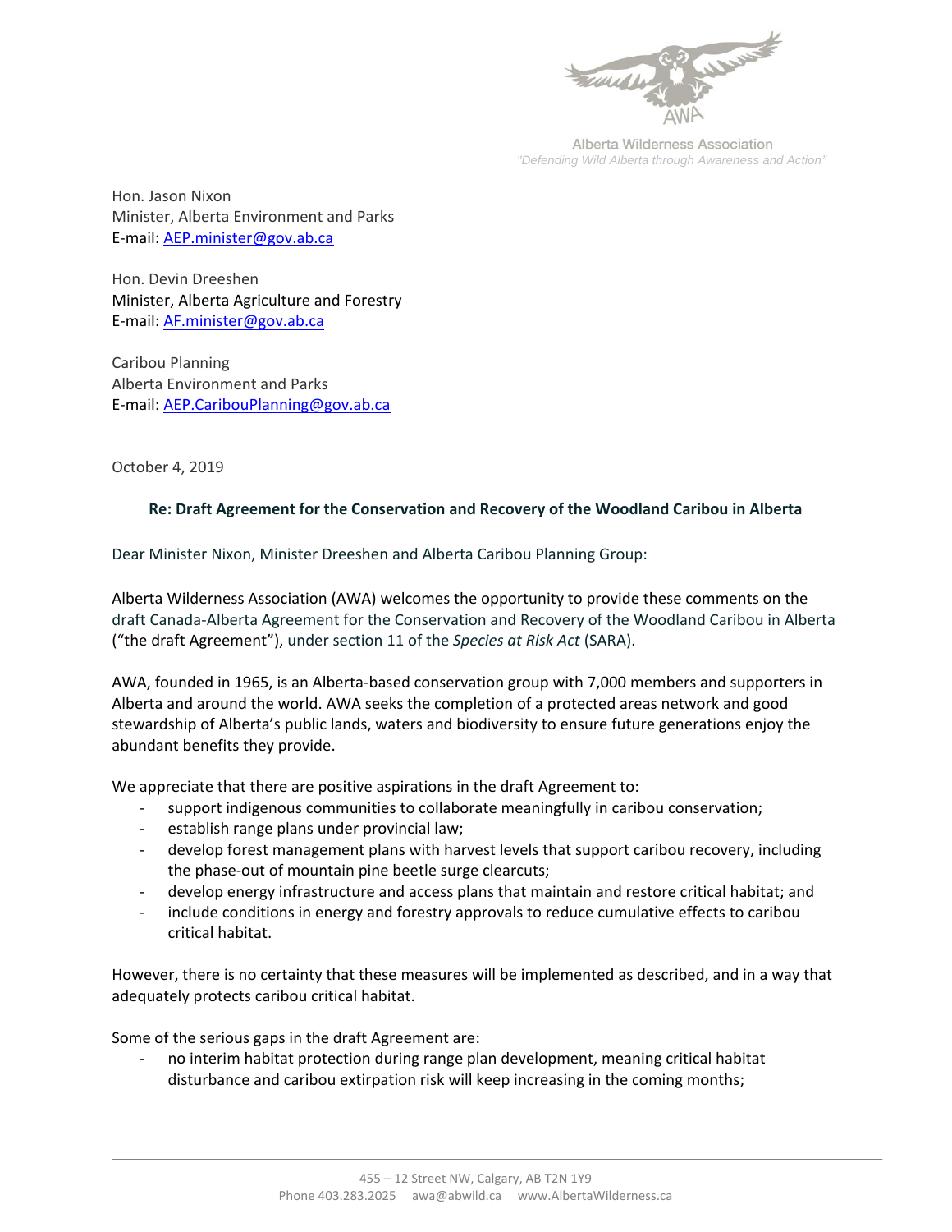Alberta Wilderness Association
*"Defending Wild Alberta through Awareness and Action"*

Hon. Jason Nixon
Minister, Alberta Environment and Parks
E-mail: AEP.minister@gov.ab.ca

Hon. Devin Dreeshen
Minister, Alberta Agriculture and Forestry
E-mail: AF.minister@gov.ab.ca

Caribou Planning
Alberta Environment and Parks
E-mail: AEP.CaribouPlanning@gov.ab.ca

October 4, 2019

**Re: Draft Agreement for the Conservation and Recovery of the Woodland Caribou in Alberta**

Dear Minister Nixon, Minister Dreeshen and Alberta Caribou Planning Group:

Alberta Wilderness Association (AWA) welcomes the opportunity to provide these comments on the draft Canada-Alberta Agreement for the Conservation and Recovery of the Woodland Caribou in Alberta ("the draft Agreement"), under section 11 of the *Species at Risk Act* (SARA).

AWA, founded in 1965, is an Alberta-based conservation group with 7,000 members and supporters in Alberta and around the world. AWA seeks the completion of a protected areas network and good stewardship of Alberta's public lands, waters and biodiversity to ensure future generations enjoy the abundant benefits they provide.

We appreciate that there are positive aspirations in the draft Agreement to:

- support indigenous communities to collaborate meaningfully in caribou conservation;
- establish range plans under provincial law;
- develop forest management plans with harvest levels that support caribou recovery, including the phase-out of mountain pine beetle surge clearcuts;
- develop energy infrastructure and access plans that maintain and restore critical habitat; and
- include conditions in energy and forestry approvals to reduce cumulative effects to caribou critical habitat.

However, there is no certainty that these measures will be implemented as described, and in a way that adequately protects caribou critical habitat.

Some of the serious gaps in the draft Agreement are:

- no interim habitat protection during range plan development, meaning critical habitat disturbance and caribou extirpation risk will keep increasing in the coming months;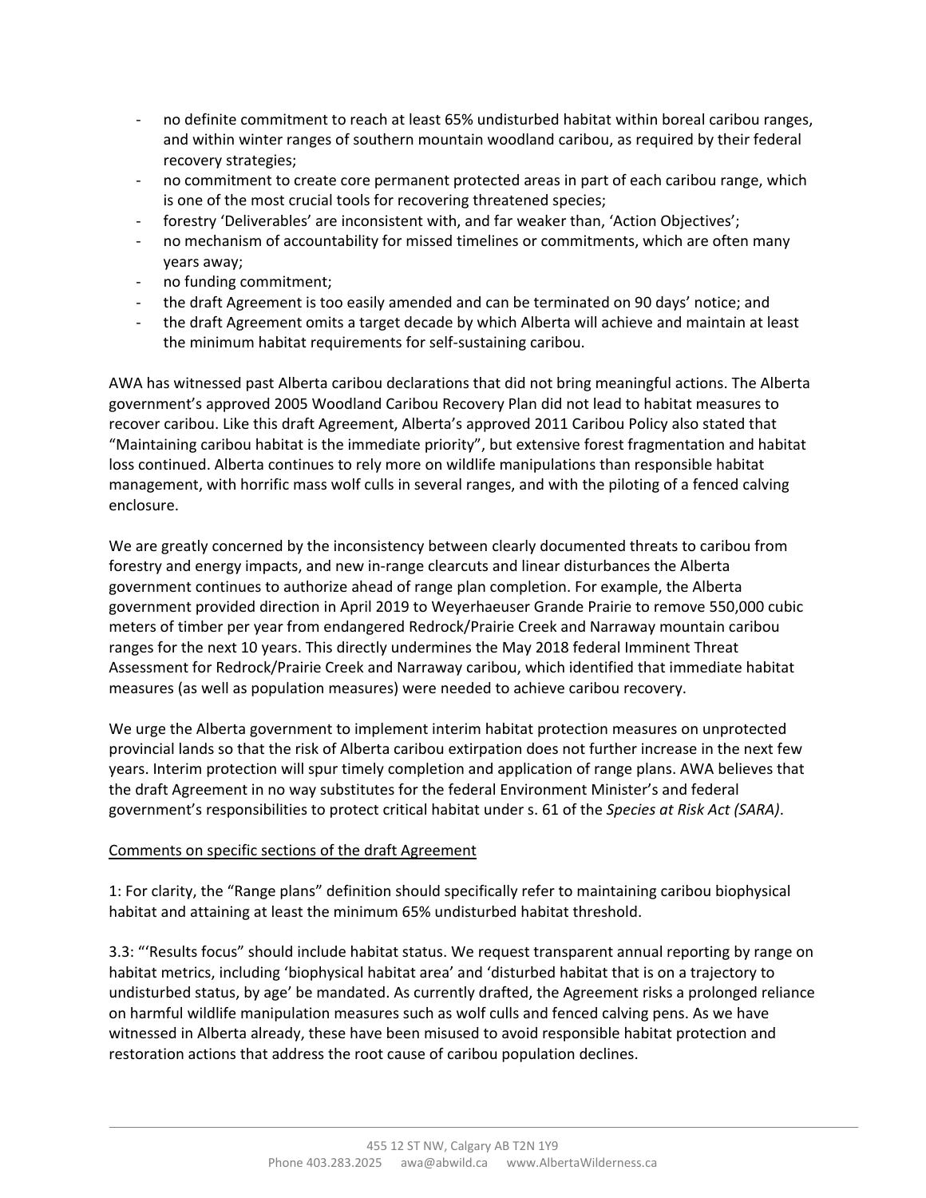- no definite commitment to reach at least 65% undisturbed habitat within boreal caribou ranges, and within winter ranges of southern mountain woodland caribou, as required by their federal recovery strategies;
- no commitment to create core permanent protected areas in part of each caribou range, which is one of the most crucial tools for recovering threatened species;
- forestry 'Deliverables' are inconsistent with, and far weaker than, 'Action Objectives';
- no mechanism of accountability for missed timelines or commitments, which are often many years away;
- no funding commitment;
- the draft Agreement is too easily amended and can be terminated on 90 days' notice; and
- the draft Agreement omits a target decade by which Alberta will achieve and maintain at least the minimum habitat requirements for self-sustaining caribou.

AWA has witnessed past Alberta caribou declarations that did not bring meaningful actions. The Alberta government's approved 2005 Woodland Caribou Recovery Plan did not lead to habitat measures to recover caribou. Like this draft Agreement, Alberta's approved 2011 Caribou Policy also stated that "Maintaining caribou habitat is the immediate priority", but extensive forest fragmentation and habitat loss continued. Alberta continues to rely more on wildlife manipulations than responsible habitat management, with horrific mass wolf culls in several ranges, and with the piloting of a fenced calving enclosure.

We are greatly concerned by the inconsistency between clearly documented threats to caribou from forestry and energy impacts, and new in-range clearcuts and linear disturbances the Alberta government continues to authorize ahead of range plan completion. For example, the Alberta government provided direction in April 2019 to Weyerhaeuser Grande Prairie to remove 550,000 cubic meters of timber per year from endangered Redrock/Prairie Creek and Narraway mountain caribou ranges for the next 10 years. This directly undermines the May 2018 federal Imminent Threat Assessment for Redrock/Prairie Creek and Narraway caribou, which identified that immediate habitat measures (as well as population measures) were needed to achieve caribou recovery.

We urge the Alberta government to implement interim habitat protection measures on unprotected provincial lands so that the risk of Alberta caribou extirpation does not further increase in the next few years. Interim protection will spur timely completion and application of range plans. AWA believes that the draft Agreement in no way substitutes for the federal Environment Minister's and federal government's responsibilities to protect critical habitat under s. 61 of the *Species at Risk Act (SARA)*.

<u>Comments on specific sections of the draft Agreement</u>

1: For clarity, the "Range plans" definition should specifically refer to maintaining caribou biophysical habitat and attaining at least the minimum 65% undisturbed habitat threshold.

3.3: "'Results focus" should include habitat status. We request transparent annual reporting by range on habitat metrics, including 'biophysical habitat area' and 'disturbed habitat that is on a trajectory to undisturbed status, by age' be mandated. As currently drafted, the Agreement risks a prolonged reliance on harmful wildlife manipulation measures such as wolf culls and fenced calving pens. As we have witnessed in Alberta already, these have been misused to avoid responsible habitat protection and restoration actions that address the root cause of caribou population declines.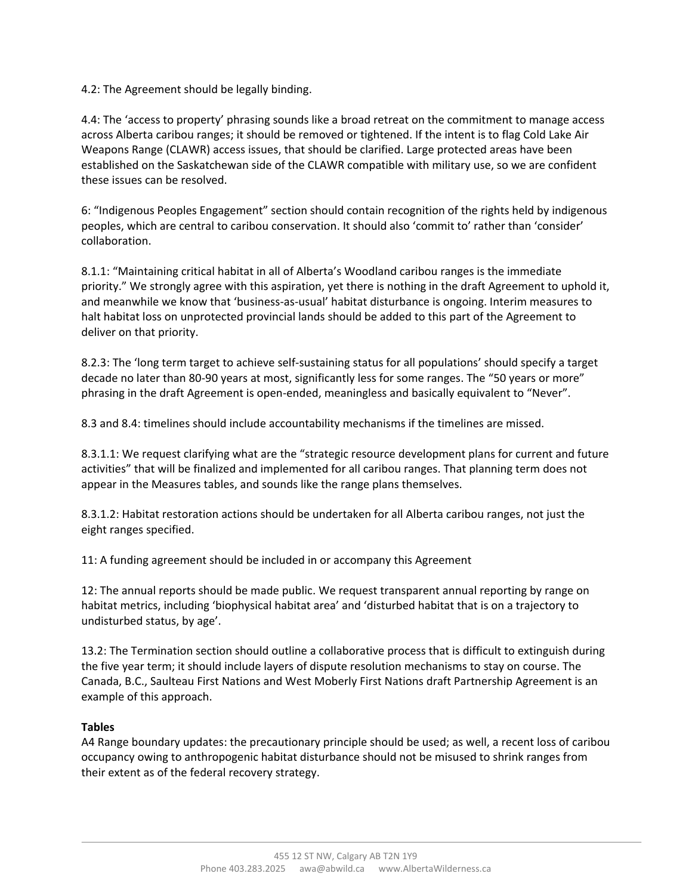4.2: The Agreement should be legally binding.

4.4: The 'access to property' phrasing sounds like a broad retreat on the commitment to manage access across Alberta caribou ranges; it should be removed or tightened. If the intent is to flag Cold Lake Air Weapons Range (CLAWR) access issues, that should be clarified. Large protected areas have been established on the Saskatchewan side of the CLAWR compatible with military use, so we are confident these issues can be resolved.

6: "Indigenous Peoples Engagement" section should contain recognition of the rights held by indigenous peoples, which are central to caribou conservation. It should also 'commit to' rather than 'consider' collaboration.

8.1.1: "Maintaining critical habitat in all of Alberta's Woodland caribou ranges is the immediate priority." We strongly agree with this aspiration, yet there is nothing in the draft Agreement to uphold it, and meanwhile we know that 'business-as-usual' habitat disturbance is ongoing. Interim measures to halt habitat loss on unprotected provincial lands should be added to this part of the Agreement to deliver on that priority.

8.2.3: The 'long term target to achieve self-sustaining status for all populations' should specify a target decade no later than 80-90 years at most, significantly less for some ranges. The "50 years or more" phrasing in the draft Agreement is open-ended, meaningless and basically equivalent to "Never".

8.3 and 8.4: timelines should include accountability mechanisms if the timelines are missed.

8.3.1.1: We request clarifying what are the "strategic resource development plans for current and future activities" that will be finalized and implemented for all caribou ranges. That planning term does not appear in the Measures tables, and sounds like the range plans themselves.

8.3.1.2: Habitat restoration actions should be undertaken for all Alberta caribou ranges, not just the eight ranges specified.

11: A funding agreement should be included in or accompany this Agreement

12: The annual reports should be made public. We request transparent annual reporting by range on habitat metrics, including 'biophysical habitat area' and 'disturbed habitat that is on a trajectory to undisturbed status, by age'.

13.2: The Termination section should outline a collaborative process that is difficult to extinguish during the five year term; it should include layers of dispute resolution mechanisms to stay on course. The Canada, B.C., Saulteau First Nations and West Moberly First Nations draft Partnership Agreement is an example of this approach.

**Tables**

A4 Range boundary updates: the precautionary principle should be used; as well, a recent loss of caribou occupancy owing to anthropogenic habitat disturbance should not be misused to shrink ranges from their extent as of the federal recovery strategy.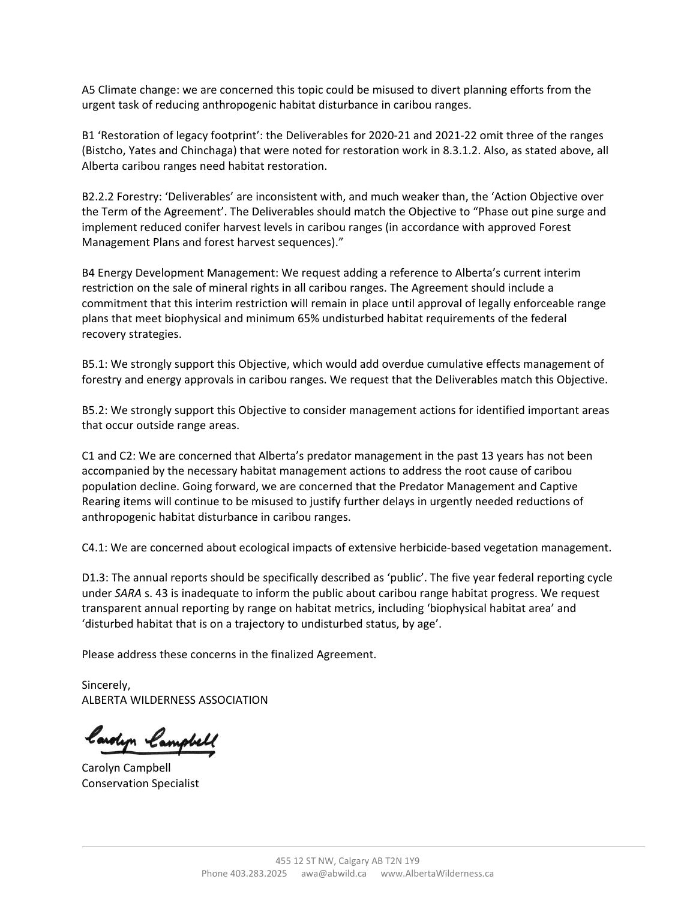A5 Climate change: we are concerned this topic could be misused to divert planning efforts from the urgent task of reducing anthropogenic habitat disturbance in caribou ranges.

B1 'Restoration of legacy footprint': the Deliverables for 2020-21 and 2021-22 omit three of the ranges (Bistcho, Yates and Chinchaga) that were noted for restoration work in 8.3.1.2. Also, as stated above, all Alberta caribou ranges need habitat restoration.

B2.2.2 Forestry: 'Deliverables' are inconsistent with, and much weaker than, the 'Action Objective over the Term of the Agreement'. The Deliverables should match the Objective to "Phase out pine surge and implement reduced conifer harvest levels in caribou ranges (in accordance with approved Forest Management Plans and forest harvest sequences)."

B4 Energy Development Management: We request adding a reference to Alberta's current interim restriction on the sale of mineral rights in all caribou ranges. The Agreement should include a commitment that this interim restriction will remain in place until approval of legally enforceable range plans that meet biophysical and minimum 65% undisturbed habitat requirements of the federal recovery strategies.

B5.1: We strongly support this Objective, which would add overdue cumulative effects management of forestry and energy approvals in caribou ranges. We request that the Deliverables match this Objective.

B5.2: We strongly support this Objective to consider management actions for identified important areas that occur outside range areas.

C1 and C2: We are concerned that Alberta's predator management in the past 13 years has not been accompanied by the necessary habitat management actions to address the root cause of caribou population decline. Going forward, we are concerned that the Predator Management and Captive Rearing items will continue to be misused to justify further delays in urgently needed reductions of anthropogenic habitat disturbance in caribou ranges.

C4.1: We are concerned about ecological impacts of extensive herbicide-based vegetation management.

D1.3: The annual reports should be specifically described as 'public'. The five year federal reporting cycle under *SARA* s. 43 is inadequate to inform the public about caribou range habitat progress. We request transparent annual reporting by range on habitat metrics, including 'biophysical habitat area' and 'disturbed habitat that is on a trajectory to undisturbed status, by age'.

Please address these concerns in the finalized Agreement.

Sincerely,
ALBERTA WILDERNESS ASSOCIATION

Carolyn Campbell
Conservation Specialist

455 12 ST NW, Calgary AB T2N 1Y9
Phone 403.283.2025 awa@abwild.ca www.AlbertaWilderness.ca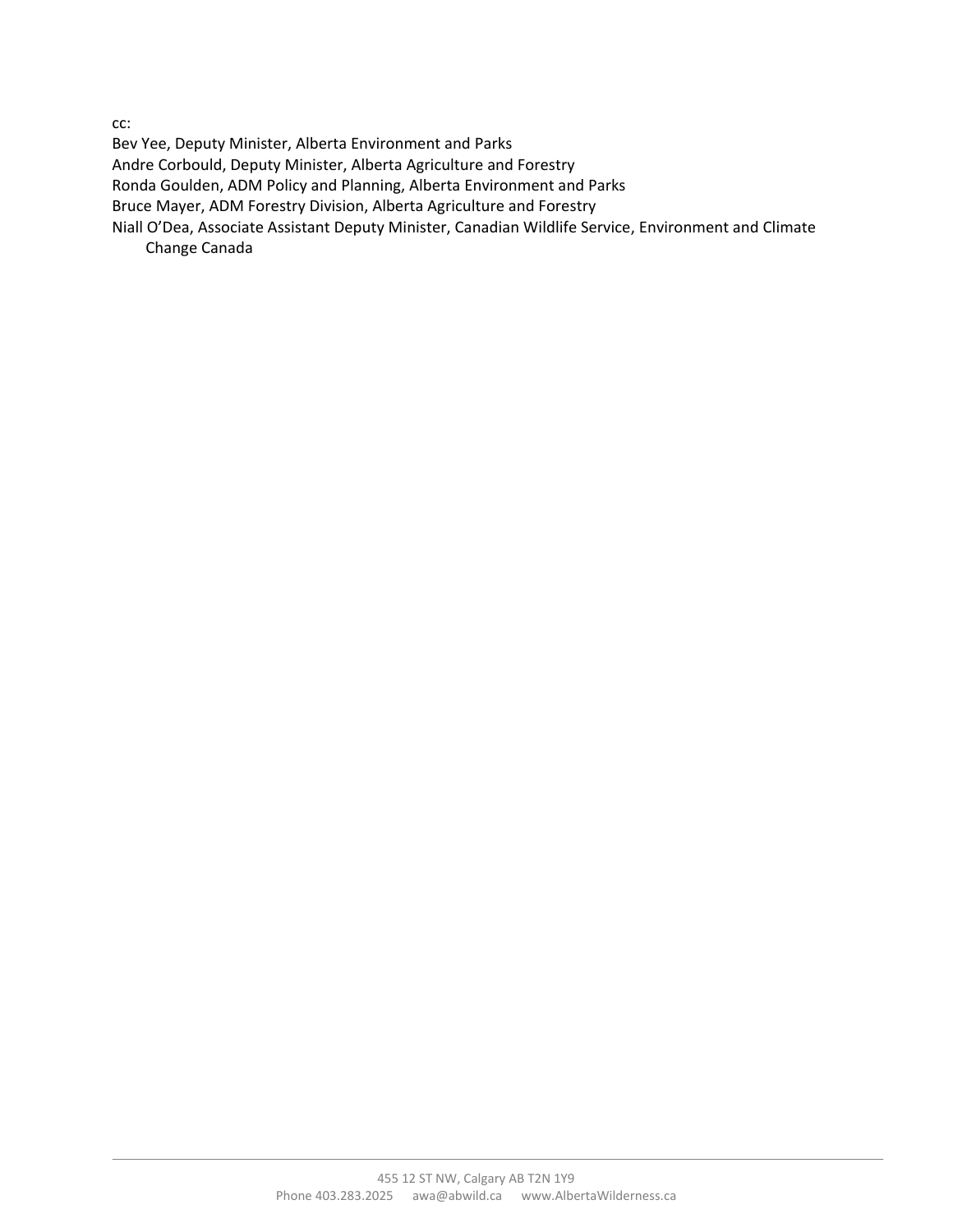cc:

Bev Yee, Deputy Minister, Alberta Environment and Parks
Andre Corbould, Deputy Minister, Alberta Agriculture and Forestry
Ronda Goulden, ADM Policy and Planning, Alberta Environment and Parks
Bruce Mayer, ADM Forestry Division, Alberta Agriculture and Forestry
Niall O'Dea, Associate Assistant Deputy Minister, Canadian Wildlife Service, Environment and Climate Change Canada